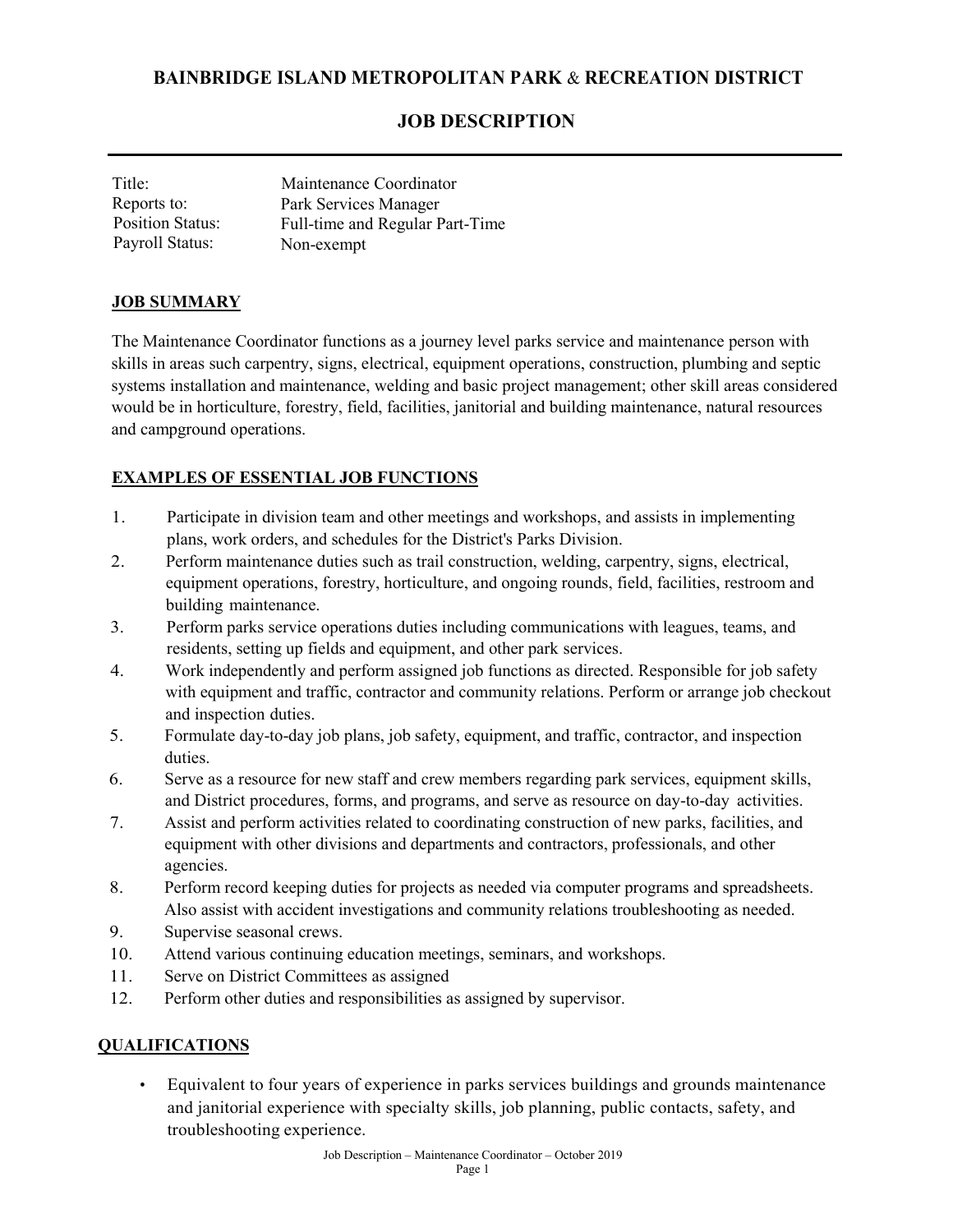# BAINBRIDGE ISLAND METROPOLITAN PARK & RECREATION DISTRICT

## JOB DESCRIPTION

| | |
|---|---|
| Title: | Maintenance Coordinator |
| Reports to: | Park Services Manager |
| Position Status: | Full-time and Regular Part-Time |
| Payroll Status: | Non-exempt |

### JOB SUMMARY

The Maintenance Coordinator functions as a journey level parks service and maintenance person with skills in areas such carpentry, signs, electrical, equipment operations, construction, plumbing and septic systems installation and maintenance, welding and basic project management; other skill areas considered would be in horticulture, forestry, field, facilities, janitorial and building maintenance, natural resources and campground operations.

### EXAMPLES OF ESSENTIAL JOB FUNCTIONS

1. Participate in division team and other meetings and workshops, and assists in implementing plans, work orders, and schedules for the District's Parks Division.
2. Perform maintenance duties such as trail construction, welding, carpentry, signs, electrical, equipment operations, forestry, horticulture, and ongoing rounds, field, facilities, restroom and building maintenance.
3. Perform parks service operations duties including communications with leagues, teams, and residents, setting up fields and equipment, and other park services.
4. Work independently and perform assigned job functions as directed. Responsible for job safety with equipment and traffic, contractor and community relations. Perform or arrange job checkout and inspection duties.
5. Formulate day-to-day job plans, job safety, equipment, and traffic, contractor, and inspection duties.
6. Serve as a resource for new staff and crew members regarding park services, equipment skills, and District procedures, forms, and programs, and serve as resource on day-to-day activities.
7. Assist and perform activities related to coordinating construction of new parks, facilities, and equipment with other divisions and departments and contractors, professionals, and other agencies.
8. Perform record keeping duties for projects as needed via computer programs and spreadsheets. Also assist with accident investigations and community relations troubleshooting as needed.
9. Supervise seasonal crews.
10. Attend various continuing education meetings, seminars, and workshops.
11. Serve on District Committees as assigned
12. Perform other duties and responsibilities as assigned by supervisor.

### QUALIFICATIONS

- Equivalent to four years of experience in parks services buildings and grounds maintenance and janitorial experience with specialty skills, job planning, public contacts, safety, and troubleshooting experience.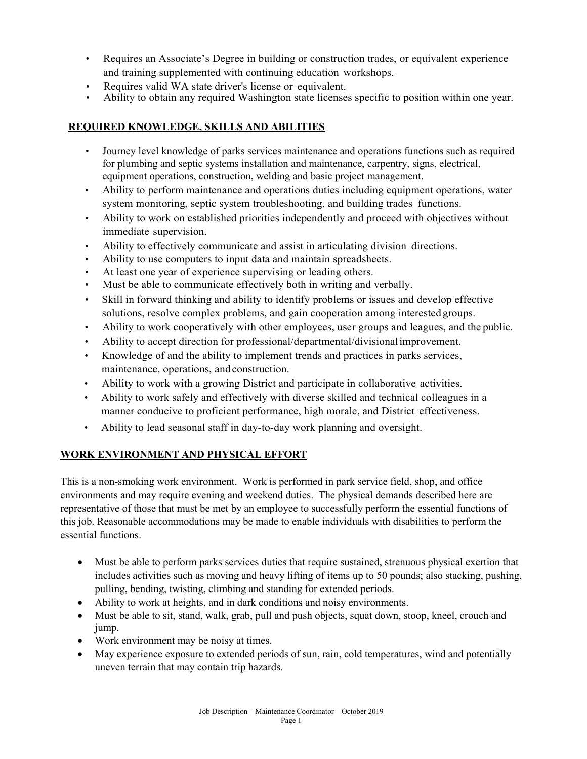- Requires an Associate's Degree in building or construction trades, or equivalent experience and training supplemented with continuing education workshops.
- Requires valid WA state driver's license or equivalent.
- Ability to obtain any required Washington state licenses specific to position within one year.

## REQUIRED KNOWLEDGE, SKILLS AND ABILITIES

- Journey level knowledge of parks services maintenance and operations functions such as required for plumbing and septic systems installation and maintenance, carpentry, signs, electrical, equipment operations, construction, welding and basic project management.
- Ability to perform maintenance and operations duties including equipment operations, water system monitoring, septic system troubleshooting, and building trades functions.
- Ability to work on established priorities independently and proceed with objectives without immediate supervision.
- Ability to effectively communicate and assist in articulating division directions.
- Ability to use computers to input data and maintain spreadsheets.
- At least one year of experience supervising or leading others.
- Must be able to communicate effectively both in writing and verbally.
- Skill in forward thinking and ability to identify problems or issues and develop effective solutions, resolve complex problems, and gain cooperation among interested groups.
- Ability to work cooperatively with other employees, user groups and leagues, and the public.
- Ability to accept direction for professional/departmental/divisional improvement.
- Knowledge of and the ability to implement trends and practices in parks services, maintenance, operations, and construction.
- Ability to work with a growing District and participate in collaborative activities.
- Ability to work safely and effectively with diverse skilled and technical colleagues in a manner conducive to proficient performance, high morale, and District effectiveness.
- Ability to lead seasonal staff in day-to-day work planning and oversight.

## WORK ENVIRONMENT AND PHYSICAL EFFORT

This is a non-smoking work environment. Work is performed in park service field, shop, and office environments and may require evening and weekend duties. The physical demands described here are representative of those that must be met by an employee to successfully perform the essential functions of this job. Reasonable accommodations may be made to enable individuals with disabilities to perform the essential functions.

- Must be able to perform parks services duties that require sustained, strenuous physical exertion that includes activities such as moving and heavy lifting of items up to 50 pounds; also stacking, pushing, pulling, bending, twisting, climbing and standing for extended periods.
- Ability to work at heights, and in dark conditions and noisy environments.
- Must be able to sit, stand, walk, grab, pull and push objects, squat down, stoop, kneel, crouch and jump.
- Work environment may be noisy at times.
- May experience exposure to extended periods of sun, rain, cold temperatures, wind and potentially uneven terrain that may contain trip hazards.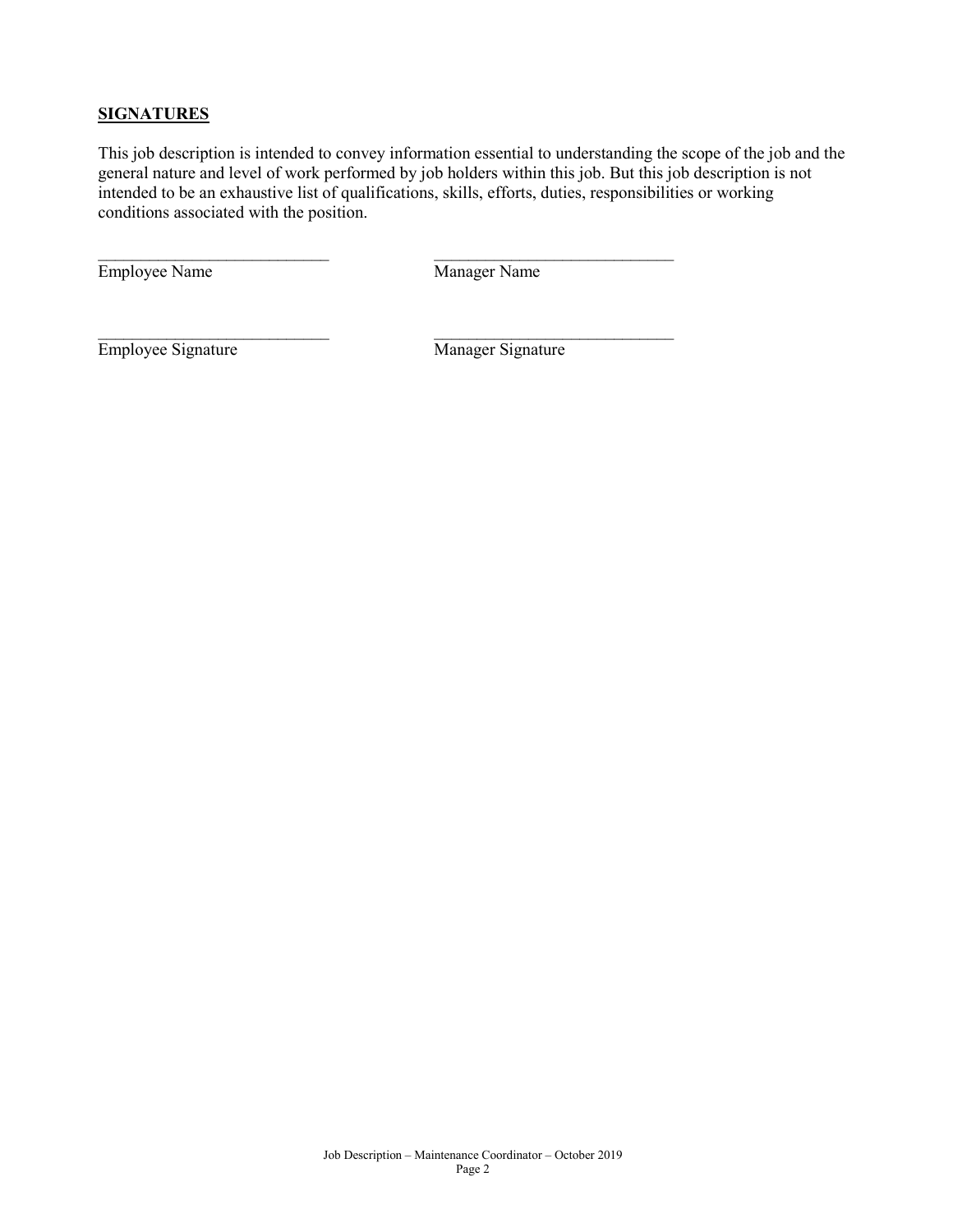**SIGNATURES**

This job description is intended to convey information essential to understanding the scope of the job and the general nature and level of work performed by job holders within this job. But this job description is not intended to be an exhaustive list of qualifications, skills, efforts, duties, responsibilities or working conditions associated with the position.

| | |
|---|---|
| ____________________________ | ____________________________ |
| Employee Name | Manager Name |
| ____________________________ | ____________________________ |
| Employee Signature | Manager Signature |